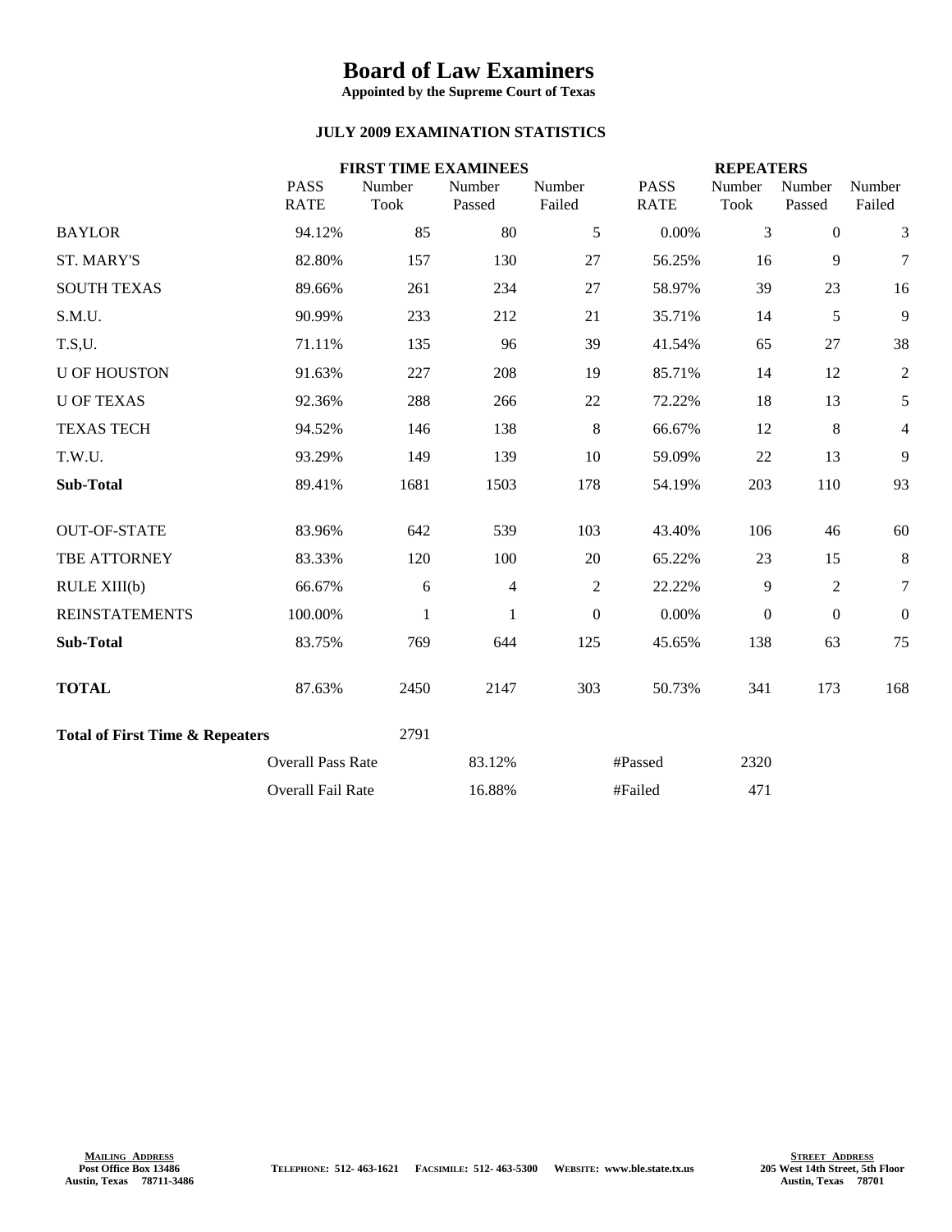# Board of Law Examiners

**Appointed by the Supreme Court of Texas**

**JULY 2009 EXAMINATION STATISTICS**

| | FIRST TIME EXAMINEES | | | | REPEATERS | | | |
|---|---|---|---|---|---|---|---|---|
| | PASS RATE | Number Took | Number Passed | Number Failed | PASS RATE | Number Took | Number Passed | Number Failed |
| BAYLOR | 94.12% | 85 | 80 | 5 | 0.00% | 3 | 0 | 3 |
| ST. MARY'S | 82.80% | 157 | 130 | 27 | 56.25% | 16 | 9 | 7 |
| SOUTH TEXAS | 89.66% | 261 | 234 | 27 | 58.97% | 39 | 23 | 16 |
| S.M.U. | 90.99% | 233 | 212 | 21 | 35.71% | 14 | 5 | 9 |
| T.S,U. | 71.11% | 135 | 96 | 39 | 41.54% | 65 | 27 | 38 |
| U OF HOUSTON | 91.63% | 227 | 208 | 19 | 85.71% | 14 | 12 | 2 |
| U OF TEXAS | 92.36% | 288 | 266 | 22 | 72.22% | 18 | 13 | 5 |
| TEXAS TECH | 94.52% | 146 | 138 | 8 | 66.67% | 12 | 8 | 4 |
| T.W.U. | 93.29% | 149 | 139 | 10 | 59.09% | 22 | 13 | 9 |
| **Sub-Total** | 89.41% | 1681 | 1503 | 178 | 54.19% | 203 | 110 | 93 |
| OUT-OF-STATE | 83.96% | 642 | 539 | 103 | 43.40% | 106 | 46 | 60 |
| TBE ATTORNEY | 83.33% | 120 | 100 | 20 | 65.22% | 23 | 15 | 8 |
| RULE XIII(b) | 66.67% | 6 | 4 | 2 | 22.22% | 9 | 2 | 7 |
| REINSTATEMENTS | 100.00% | 1 | 1 | 0 | 0.00% | 0 | 0 | 0 |
| **Sub-Total** | 83.75% | 769 | 644 | 125 | 45.65% | 138 | 63 | 75 |
| **TOTAL** | 87.63% | 2450 | 2147 | 303 | 50.73% | 341 | 173 | 168 |

**Total of First Time & Repeaters** 2791

| | | | |
|---|---|---|---|
| Overall Pass Rate | 83.12% | #Passed | 2320 |
| Overall Fail Rate | 16.88% | #Failed | 471 |

**MAILING ADDRESS**
Post Office Box 13486
Austin, Texas 78711-3486

TELEPHONE: 512- 463-1621 FACSIMILE: 512- 463-5300 WEBSITE: www.ble.state.tx.us

**STREET ADDRESS**
205 West 14th Street, 5th Floor
Austin, Texas 78701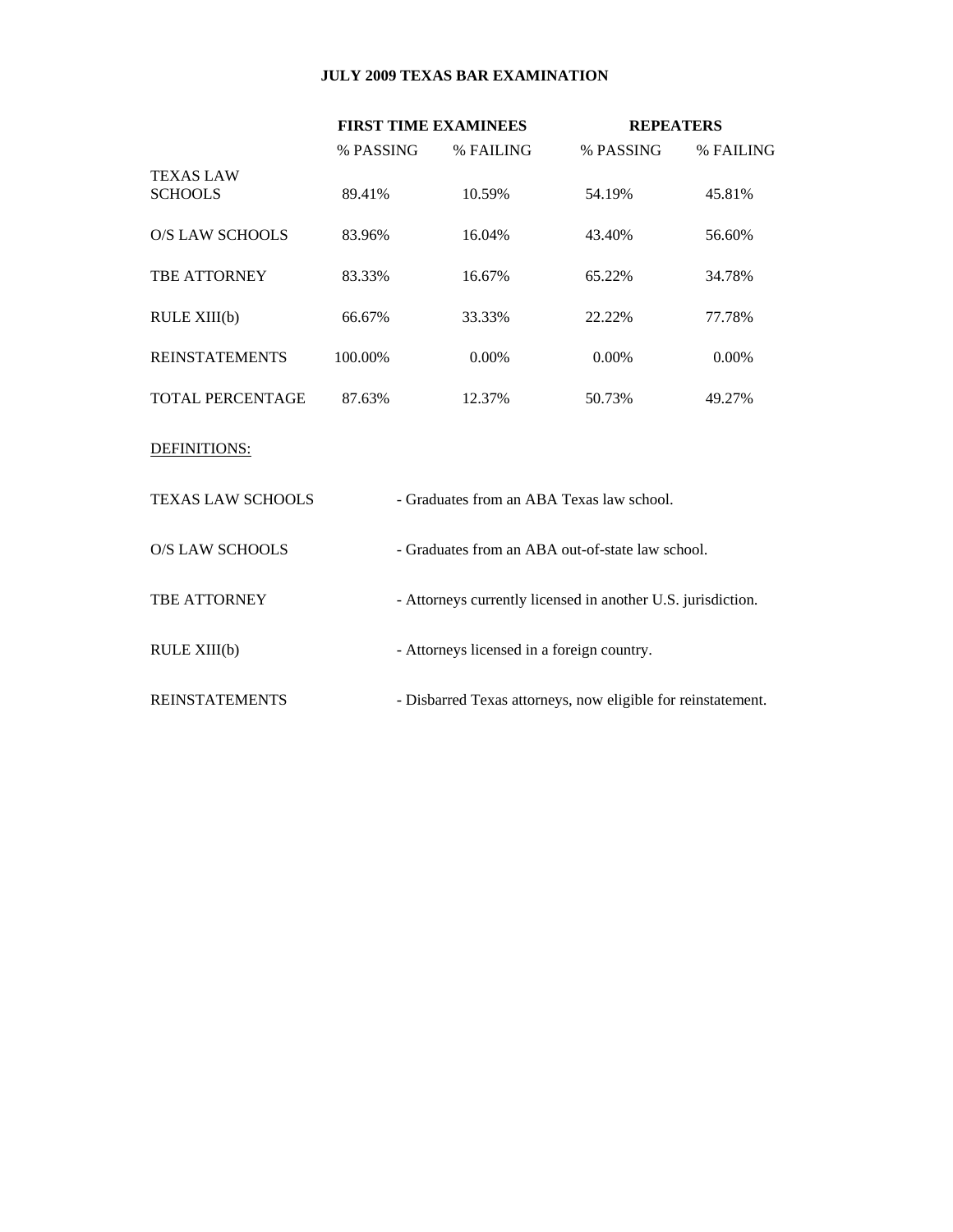# JULY 2009 TEXAS BAR EXAMINATION

| | FIRST TIME EXAMINEES | | REPEATERS | |
|---|---|---|---|---|
| | % PASSING | % FAILING | % PASSING | % FAILING |
| TEXAS LAW SCHOOLS | 89.41% | 10.59% | 54.19% | 45.81% |
| O/S LAW SCHOOLS | 83.96% | 16.04% | 43.40% | 56.60% |
| TBE ATTORNEY | 83.33% | 16.67% | 65.22% | 34.78% |
| RULE XIII(b) | 66.67% | 33.33% | 22.22% | 77.78% |
| REINSTATEMENTS | 100.00% | 0.00% | 0.00% | 0.00% |
| TOTAL PERCENTAGE | 87.63% | 12.37% | 50.73% | 49.27% |

DEFINITIONS:

TEXAS LAW SCHOOLS - Graduates from an ABA Texas law school.

O/S LAW SCHOOLS - Graduates from an ABA out-of-state law school.

TBE ATTORNEY - Attorneys currently licensed in another U.S. jurisdiction.

RULE XIII(b) - Attorneys licensed in a foreign country.

REINSTATEMENTS - Disbarred Texas attorneys, now eligible for reinstatement.